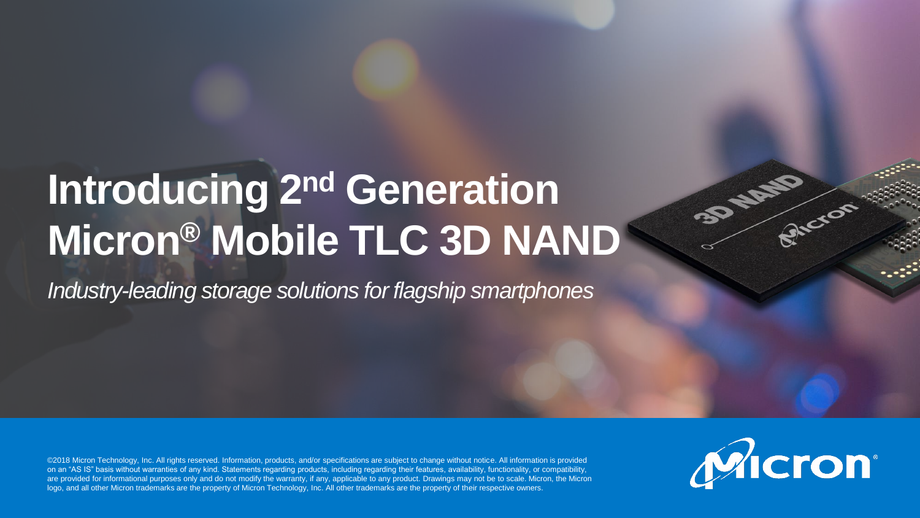# Introducing 2nd Generation Micron® Mobile TLC 3D NAND

*Industry-leading storage solutions for flagship smartphones*

©2018 Micron Technology, Inc. All rights reserved. Information, products, and/or specifications are subject to change without notice. All information is provided on an "AS IS" basis without warranties of any kind. Statements regarding products, including regarding their features, availability, functionality, or compatibility, are provided for informational purposes only and do not modify the warranty, if any, applicable to any product. Drawings may not be to scale. Micron, the Micron logo, and all other Micron trademarks are the property of Micron Technology, Inc. All other trademarks are the property of their respective owners.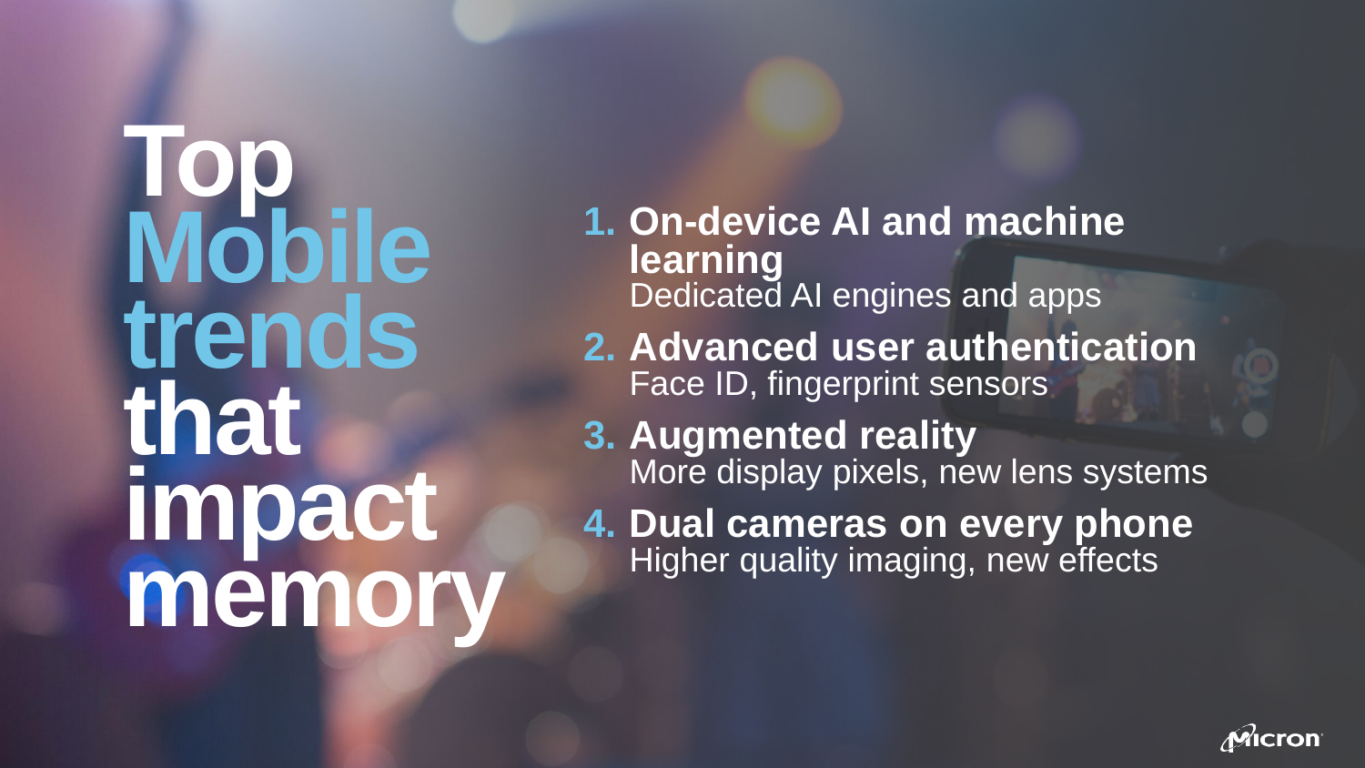# Top Mobile trends that impact memory

1. **On-device AI and machine learning**
   Dedicated AI engines and apps
2. **Advanced user authentication**
   Face ID, fingerprint sensors
3. **Augmented reality**
   More display pixels, new lens systems
4. **Dual cameras on every phone**
   Higher quality imaging, new effects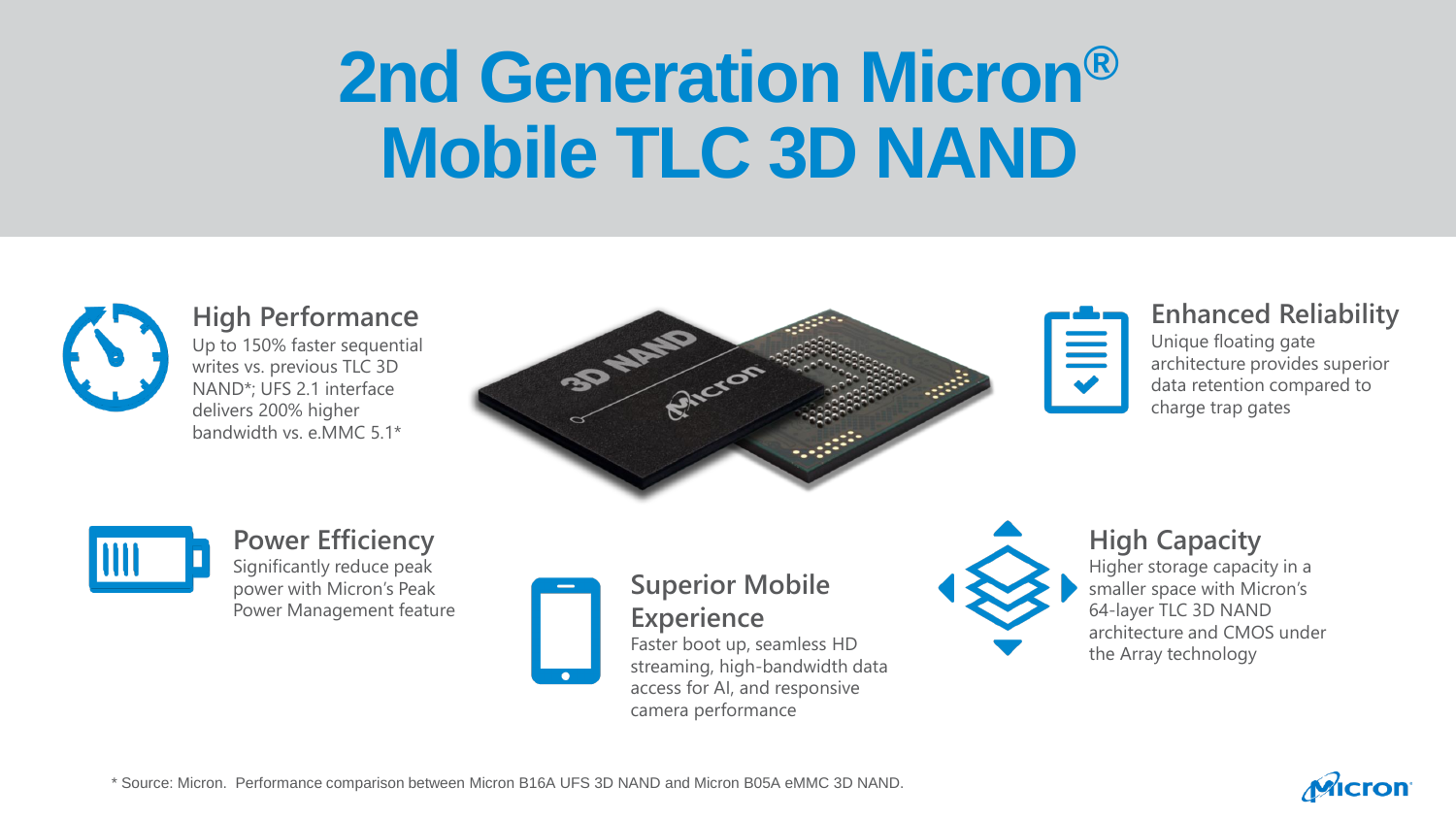# 2nd Generation Micron® Mobile TLC 3D NAND

### High Performance

Up to 150% faster sequential writes vs. previous TLC 3D NAND*; UFS 2.1 interface delivers 200% higher bandwidth vs. e.MMC 5.1*

### Enhanced Reliability

Unique floating gate architecture provides superior data retention compared to charge trap gates

### Power Efficiency

Significantly reduce peak power with Micron's Peak Power Management feature

### Superior Mobile Experience

Faster boot up, seamless HD streaming, high-bandwidth data access for AI, and responsive camera performance

### High Capacity

Higher storage capacity in a smaller space with Micron's 64-layer TLC 3D NAND architecture and CMOS under the Array technology

\* Source: Micron. Performance comparison between Micron B16A UFS 3D NAND and Micron B05A eMMC 3D NAND.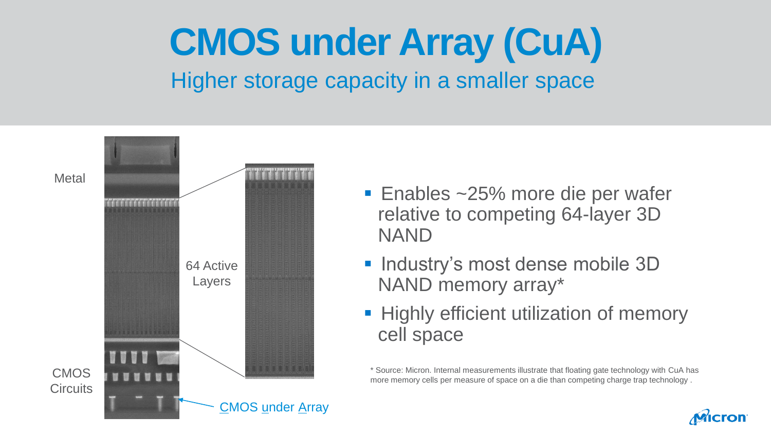# CMOS under Array (CuA)

## Higher storage capacity in a smaller space

Metal

64 Active Layers

CMOS Circuits

CMOS under Array

- Enables ~25% more die per wafer relative to competing 64-layer 3D NAND
- Industry's most dense mobile 3D NAND memory array*
- Highly efficient utilization of memory cell space

* Source: Micron. Internal measurements illustrate that floating gate technology with CuA has more memory cells per measure of space on a die than competing charge trap technology .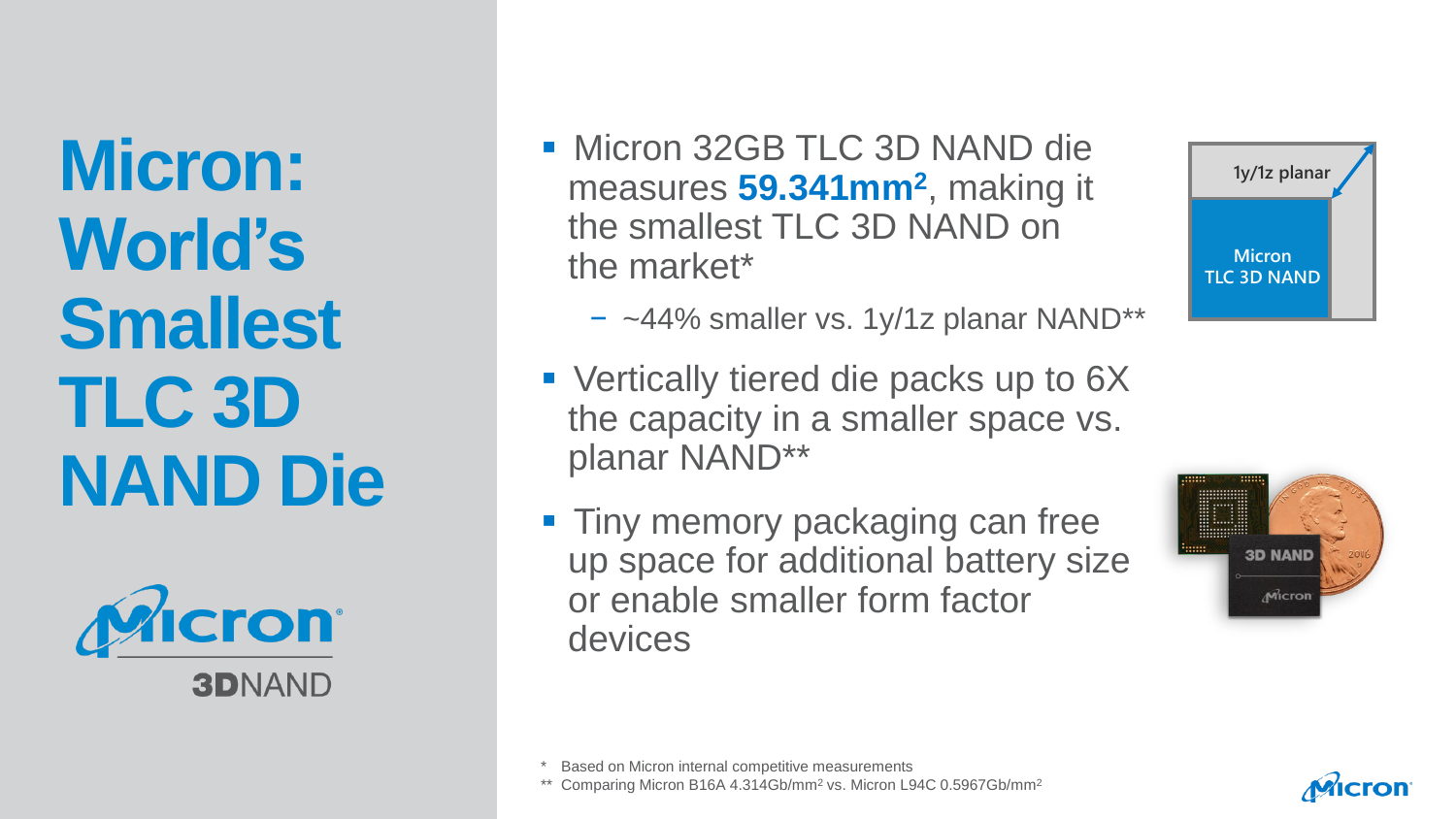# Micron: World's Smallest TLC 3D NAND Die

Micron 3DNAND

- Micron 32GB TLC 3D NAND die measures **59.341mm²**, making it the smallest TLC 3D NAND on the market*
  - ~44% smaller vs. 1y/1z planar NAND**
- Vertically tiered die packs up to 6X the capacity in a smaller space vs. planar NAND**
- Tiny memory packaging can free up space for additional battery size or enable smaller form factor devices

1y/1z planar

Micron TLC 3D NAND

\* Based on Micron internal competitive measurements

\** Comparing Micron B16A 4.314Gb/mm² vs. Micron L94C 0.5967Gb/mm²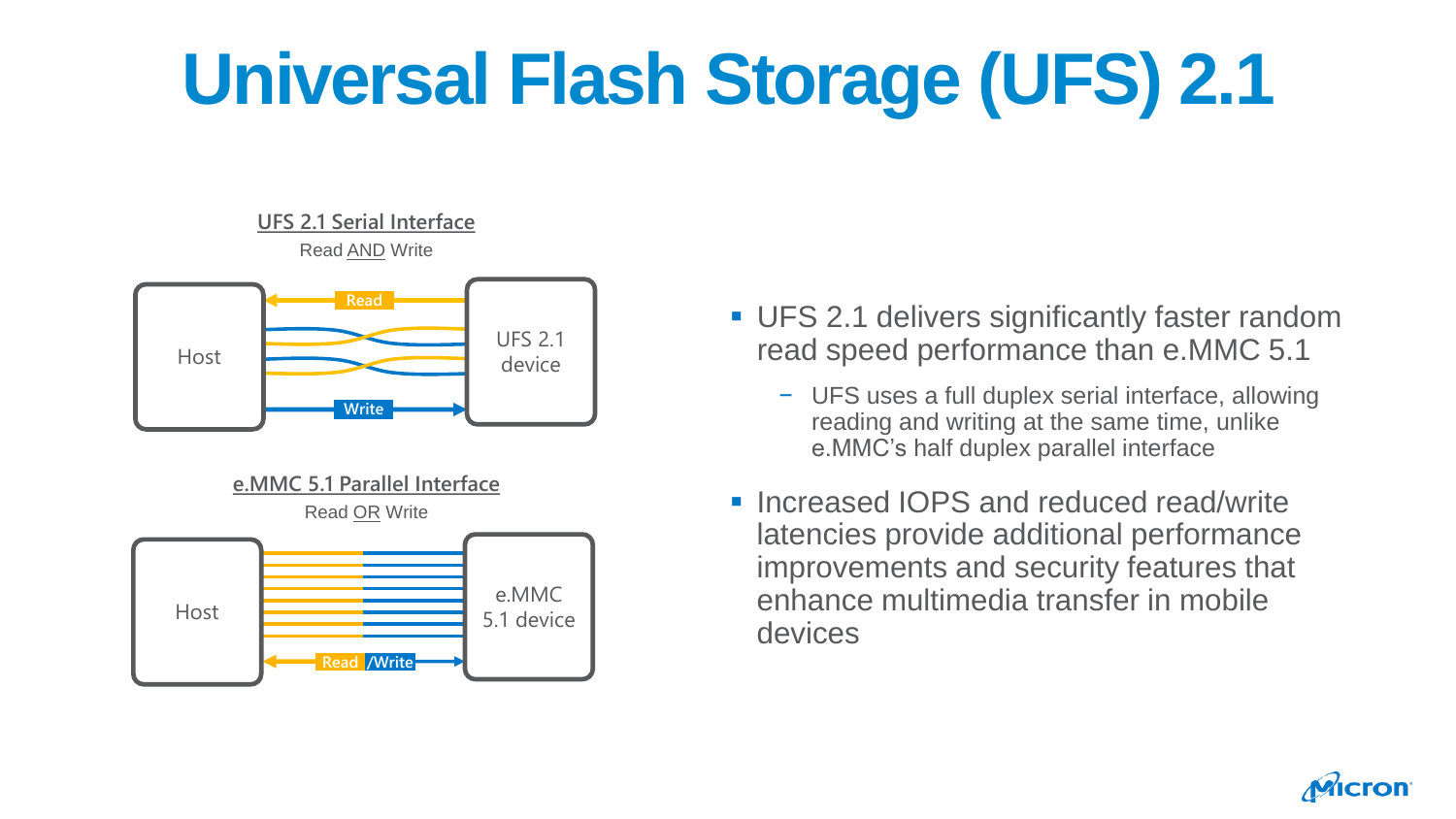# Universal Flash Storage (UFS) 2.1

**UFS 2.1 Serial Interface**

Read AND Write

Host — Read / Write — UFS 2.1 device

**e.MMC 5.1 Parallel Interface**

Read OR Write

Host — Read /Write — e.MMC 5.1 device

- UFS 2.1 delivers significantly faster random read speed performance than e.MMC 5.1
  - UFS uses a full duplex serial interface, allowing reading and writing at the same time, unlike e.MMC's half duplex parallel interface
- Increased IOPS and reduced read/write latencies provide additional performance improvements and security features that enhance multimedia transfer in mobile devices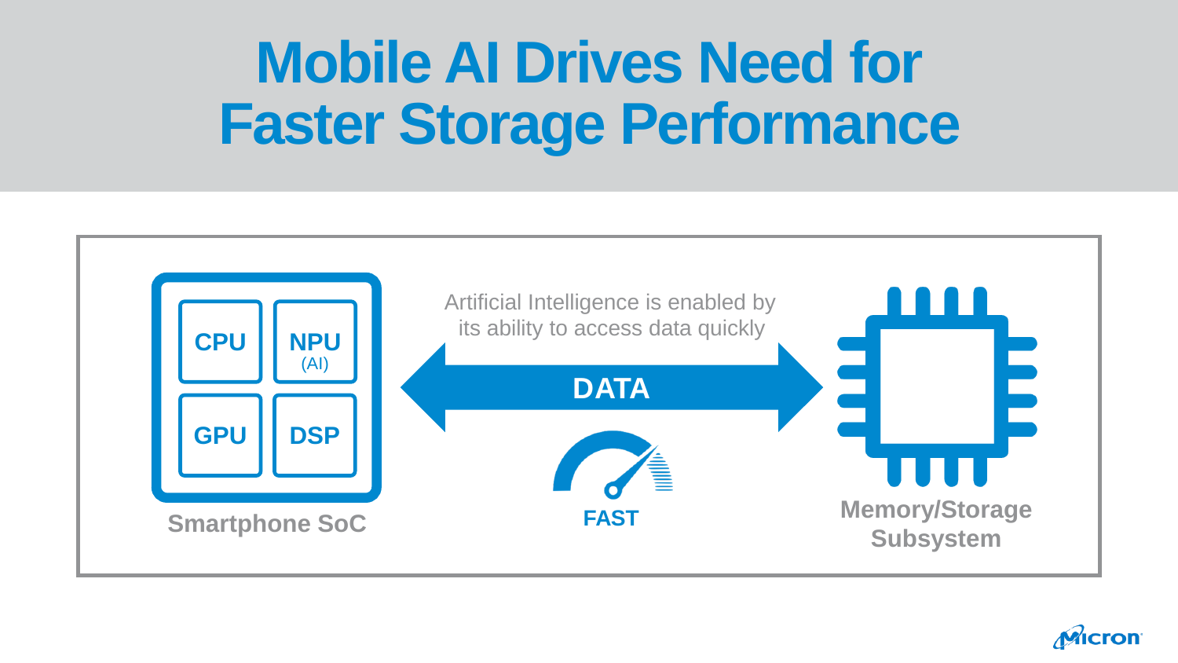# Mobile AI Drives Need for Faster Storage Performance

**CPU** | **NPU** (AI) | **GPU** | **DSP**

**Smartphone SoC**

Artificial Intelligence is enabled by its ability to access data quickly

**DATA**

**FAST**

**Memory/Storage Subsystem**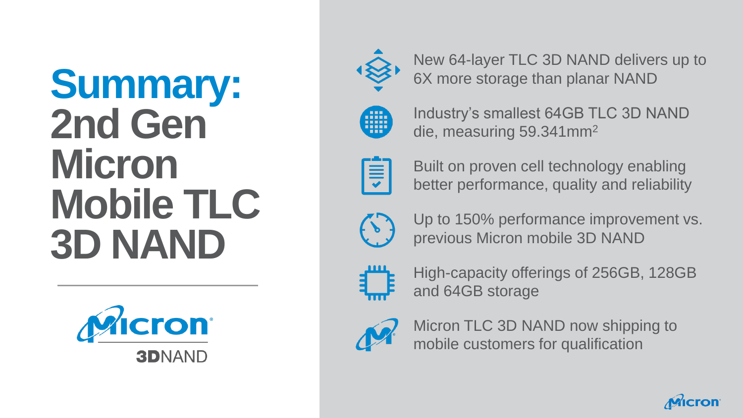# Summary: 2nd Gen Micron Mobile TLC 3D NAND

Micron 3DNAND

- New 64-layer TLC 3D NAND delivers up to 6X more storage than planar NAND
- Industry's smallest 64GB TLC 3D NAND die, measuring 59.341mm$^2$
- Built on proven cell technology enabling better performance, quality and reliability
- Up to 150% performance improvement vs. previous Micron mobile 3D NAND
- High-capacity offerings of 256GB, 128GB and 64GB storage
- Micron TLC 3D NAND now shipping to mobile customers for qualification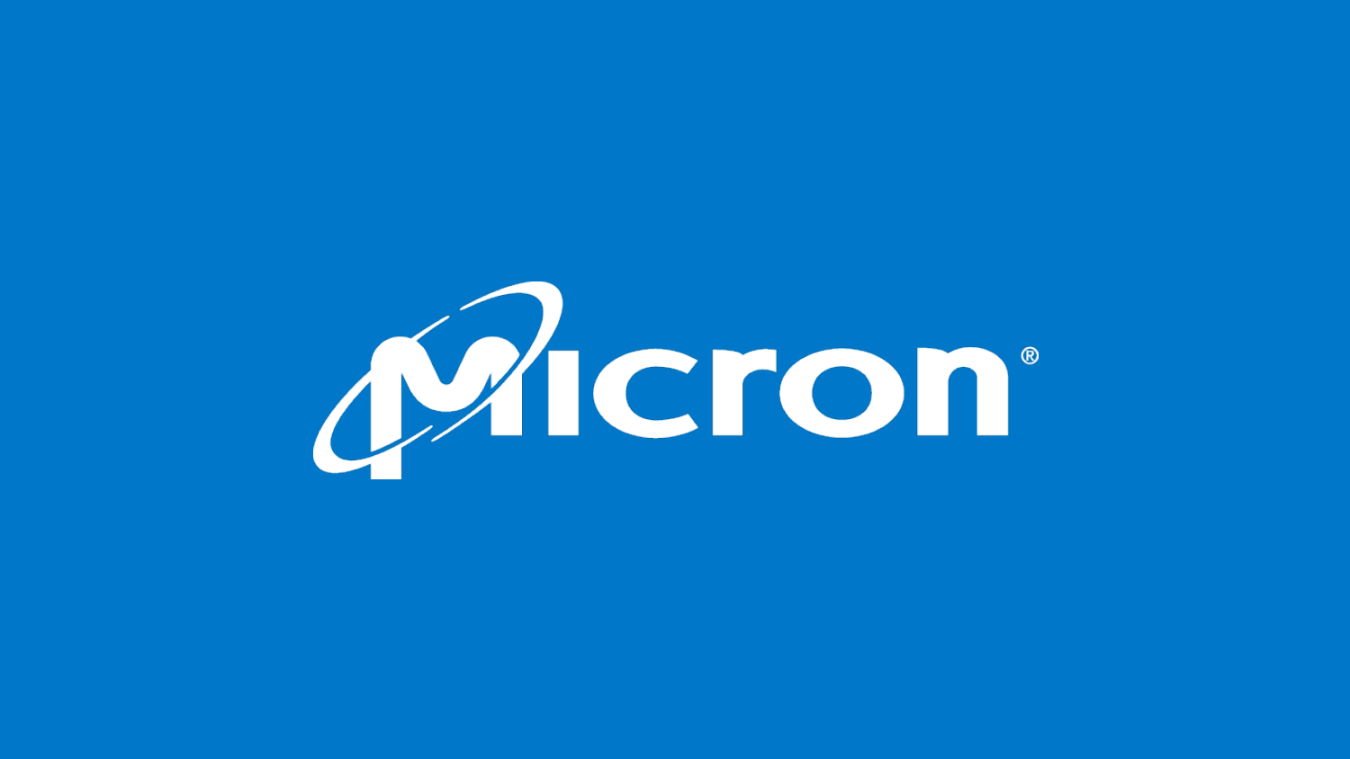Micron®